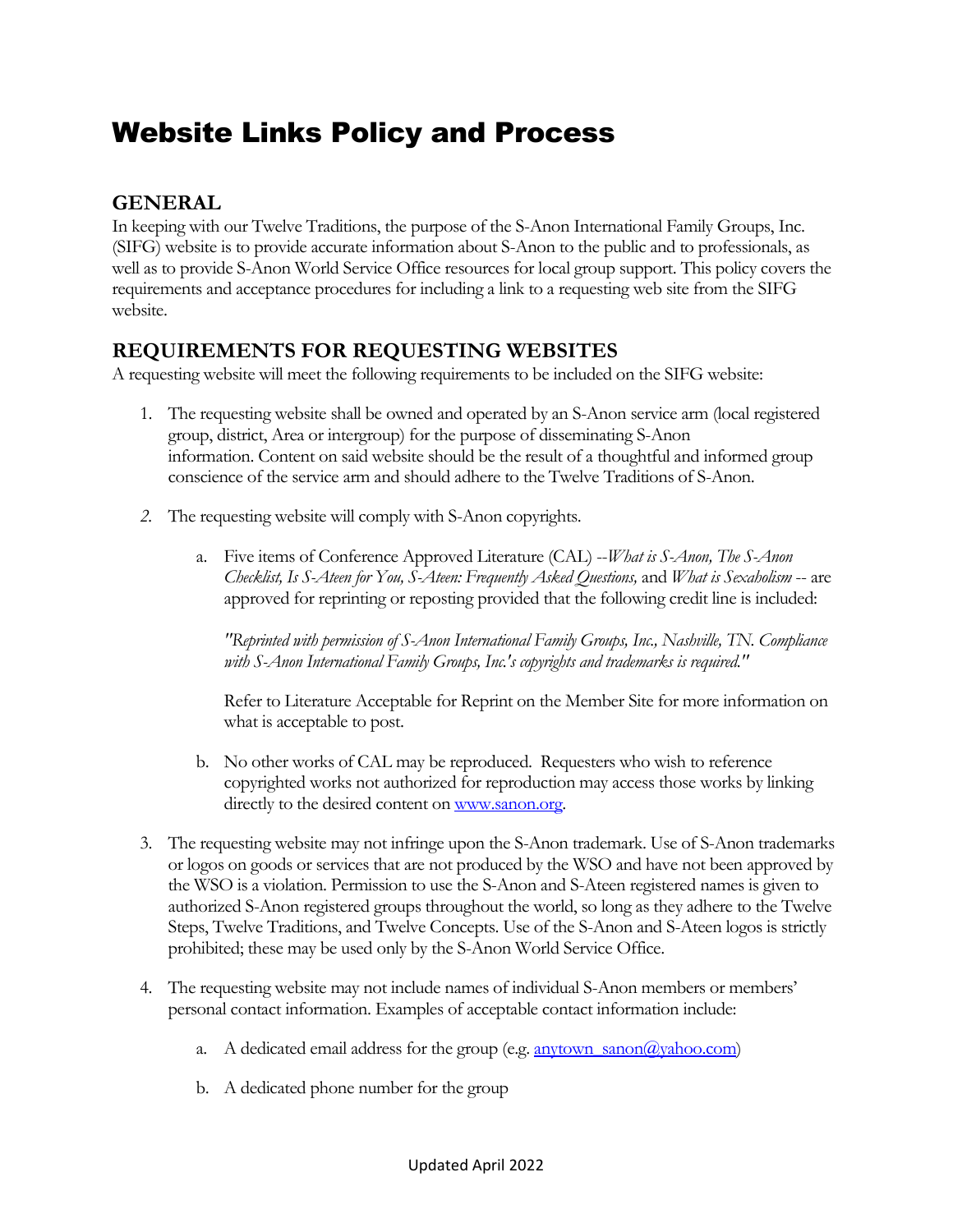# Website Links Policy and Process

## GENERAL

In keeping with our Twelve Traditions, the purpose of the S-Anon International Family Groups, Inc. (SIFG) website is to provide accurate information about S-Anon to the public and to professionals, as well as to provide S-Anon World Service Office resources for local group support. This policy covers the requirements and acceptance procedures for including a link to a requesting web site from the SIFG website.

## REQUIREMENTS FOR REQUESTING WEBSITES

A requesting website will meet the following requirements to be included on the SIFG website:

1. The requesting website shall be owned and operated by an S-Anon service arm (local registered group, district, Area or intergroup) for the purpose of disseminating S-Anon information. Content on said website should be the result of a thoughtful and informed group conscience of the service arm and should adhere to the Twelve Traditions of S-Anon.

2. The requesting website will comply with S-Anon copyrights.

   a. Five items of Conference Approved Literature (CAL) --*What is S-Anon, The S-Anon Checklist, Is S-Ateen for You, S-Ateen: Frequently Asked Questions,* and *What is Sexaholism* -- are approved for reprinting or reposting provided that the following credit line is included:

      *"Reprinted with permission of S-Anon International Family Groups, Inc., Nashville, TN. Compliance with S-Anon International Family Groups, Inc.'s copyrights and trademarks is required."*

      Refer to Literature Acceptable for Reprint on the Member Site for more information on what is acceptable to post.

   b. No other works of CAL may be reproduced. Requesters who wish to reference copyrighted works not authorized for reproduction may access those works by linking directly to the desired content on www.sanon.org.

3. The requesting website may not infringe upon the S-Anon trademark. Use of S-Anon trademarks or logos on goods or services that are not produced by the WSO and have not been approved by the WSO is a violation. Permission to use the S-Anon and S-Ateen registered names is given to authorized S-Anon registered groups throughout the world, so long as they adhere to the Twelve Steps, Twelve Traditions, and Twelve Concepts. Use of the S-Anon and S-Ateen logos is strictly prohibited; these may be used only by the S-Anon World Service Office.

4. The requesting website may not include names of individual S-Anon members or members' personal contact information. Examples of acceptable contact information include:

   a. A dedicated email address for the group (e.g. anytown_sanon@yahoo.com)

   b. A dedicated phone number for the group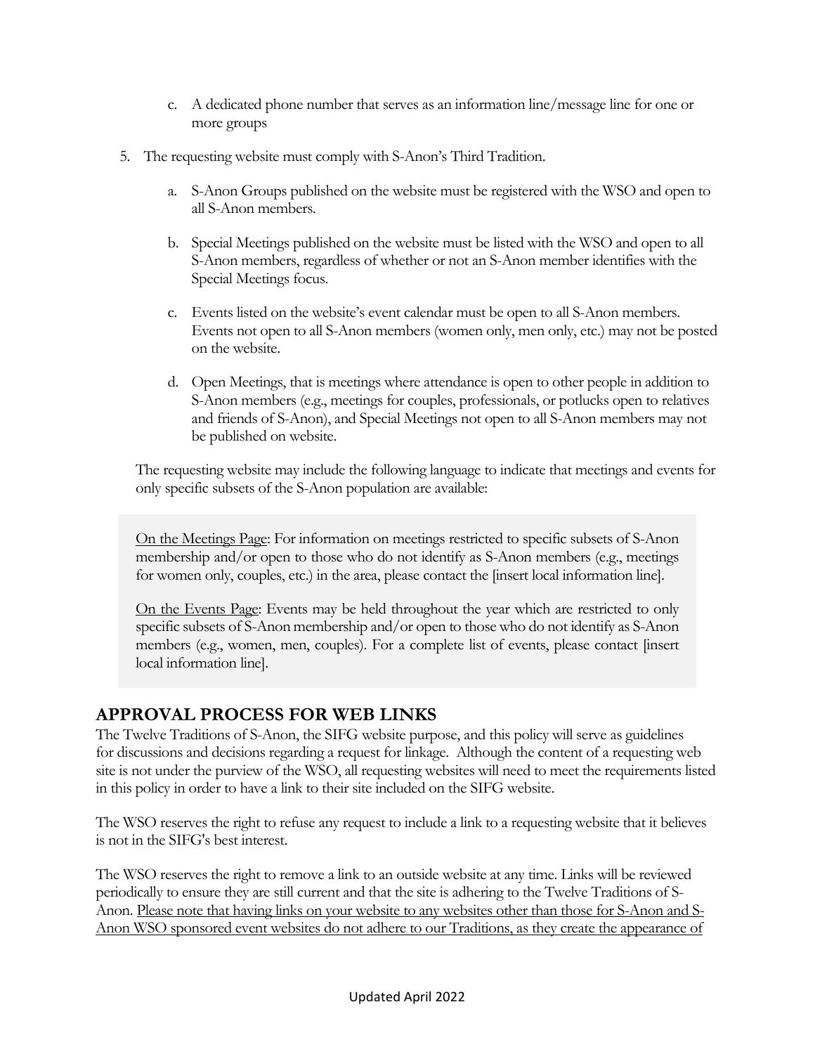c. A dedicated phone number that serves as an information line/message line for one or more groups

5. The requesting website must comply with S-Anon's Third Tradition.

   a. S-Anon Groups published on the website must be registered with the WSO and open to all S-Anon members.

   b. Special Meetings published on the website must be listed with the WSO and open to all S-Anon members, regardless of whether or not an S-Anon member identifies with the Special Meetings focus.

   c. Events listed on the website's event calendar must be open to all S-Anon members. Events not open to all S-Anon members (women only, men only, etc.) may not be posted on the website.

   d. Open Meetings, that is meetings where attendance is open to other people in addition to S-Anon members (e.g., meetings for couples, professionals, or potlucks open to relatives and friends of S-Anon), and Special Meetings not open to all S-Anon members may not be published on website.

   The requesting website may include the following language to indicate that meetings and events for only specific subsets of the S-Anon population are available:

> <u>On the Meetings Page</u>: For information on meetings restricted to specific subsets of S-Anon membership and/or open to those who do not identify as S-Anon members (e.g., meetings for women only, couples, etc.) in the area, please contact the [insert local information line].
>
> <u>On the Events Page</u>: Events may be held throughout the year which are restricted to only specific subsets of S-Anon membership and/or open to those who do not identify as S-Anon members (e.g., women, men, couples). For a complete list of events, please contact [insert local information line].

## APPROVAL PROCESS FOR WEB LINKS

The Twelve Traditions of S-Anon, the SIFG website purpose, and this policy will serve as guidelines for discussions and decisions regarding a request for linkage. Although the content of a requesting web site is not under the purview of the WSO, all requesting websites will need to meet the requirements listed in this policy in order to have a link to their site included on the SIFG website.

The WSO reserves the right to refuse any request to include a link to a requesting website that it believes is not in the SIFG's best interest.

The WSO reserves the right to remove a link to an outside website at any time. Links will be reviewed periodically to ensure they are still current and that the site is adhering to the Twelve Traditions of S-Anon. <u>Please note that having links on your website to any websites other than those for S-Anon and S-Anon WSO sponsored event websites do not adhere to our Traditions, as they create the appearance of</u>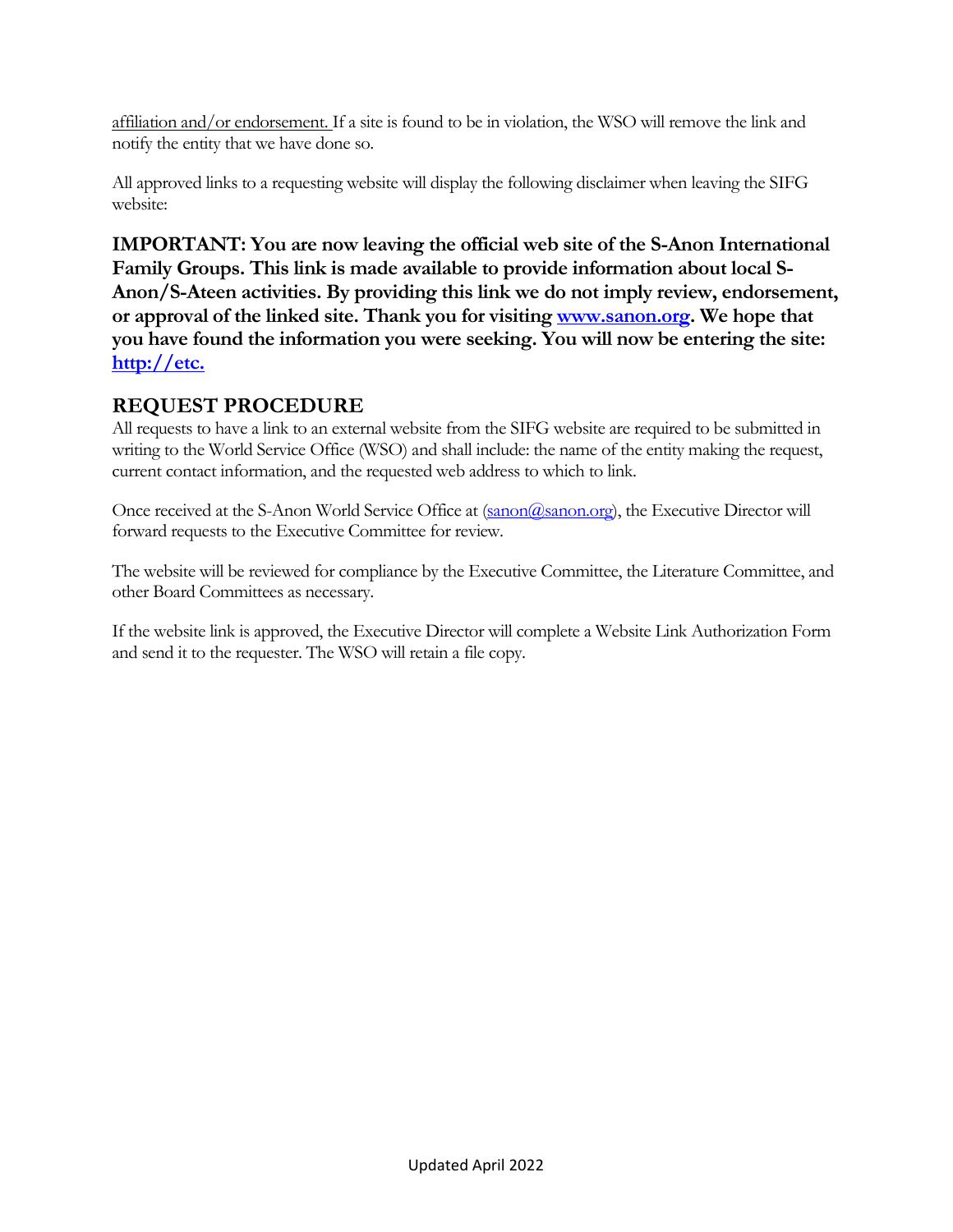<u>affiliation and/or endorsement.</u> If a site is found to be in violation, the WSO will remove the link and notify the entity that we have done so.

All approved links to a requesting website will display the following disclaimer when leaving the SIFG website:

**IMPORTANT: You are now leaving the official web site of the S-Anon International Family Groups. This link is made available to provide information about local S-Anon/S-Ateen activities. By providing this link we do not imply review, endorsement, or approval of the linked site. Thank you for visiting [www.sanon.org](http://www.sanon.org). We hope that you have found the information you were seeking. You will now be entering the site: http://etc.**

## REQUEST PROCEDURE

All requests to have a link to an external website from the SIFG website are required to be submitted in writing to the World Service Office (WSO) and shall include: the name of the entity making the request, current contact information, and the requested web address to which to link.

Once received at the S-Anon World Service Office at (sanon@sanon.org), the Executive Director will forward requests to the Executive Committee for review.

The website will be reviewed for compliance by the Executive Committee, the Literature Committee, and other Board Committees as necessary.

If the website link is approved, the Executive Director will complete a Website Link Authorization Form and send it to the requester. The WSO will retain a file copy.

Updated April 2022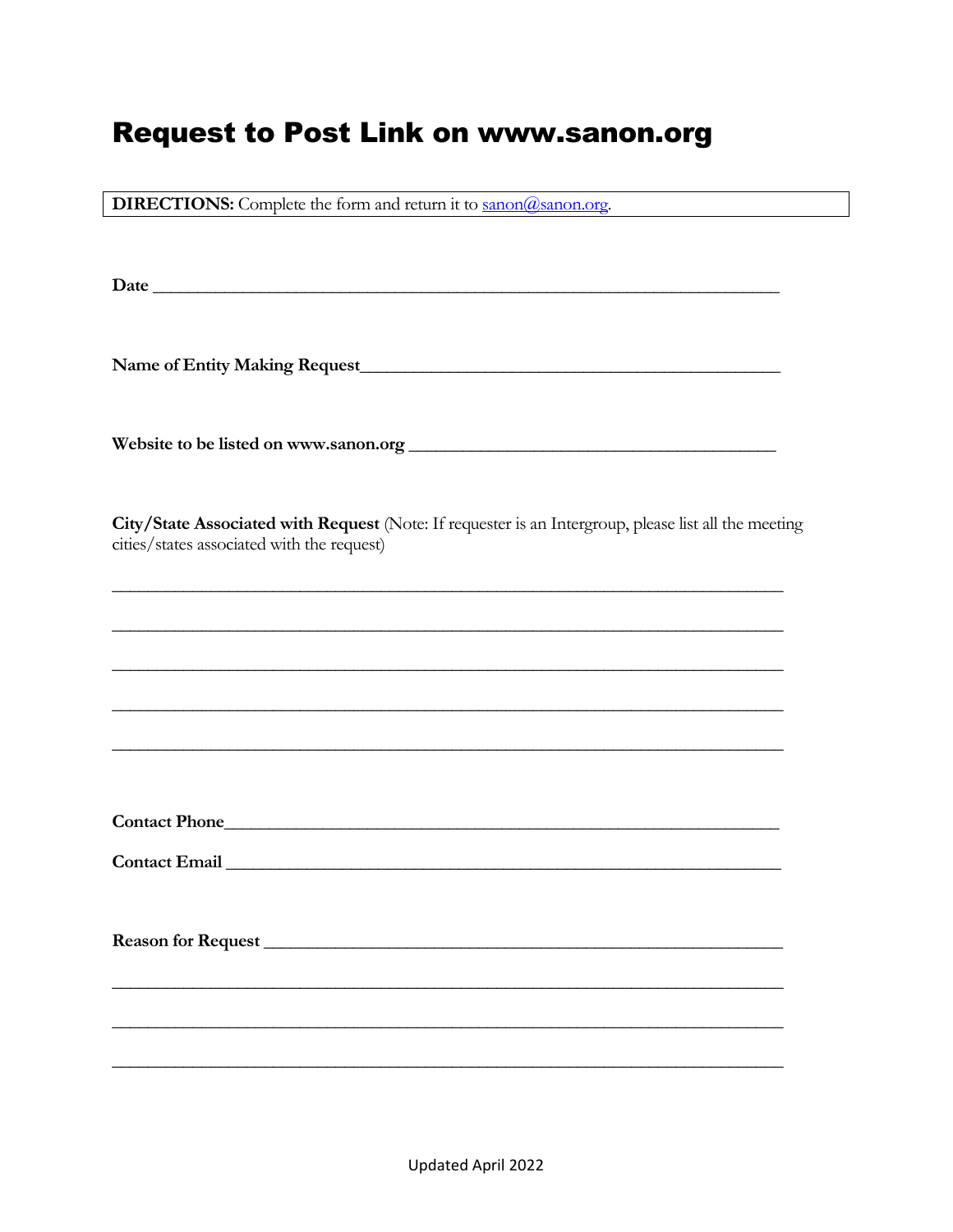# Request to Post Link on www.sanon.org

**DIRECTIONS:** Complete the form and return it to sanon@sanon.org.

**Date** ______________________________________________________________________

**Name of Entity Making Request**_____________________________________________

**Website to be listed on www.sanon.org** ________________________________________

**City/State Associated with Request** (Note: If requester is an Intergroup, please list all the meeting cities/states associated with the request)

___________________________________________________________________________

___________________________________________________________________________

___________________________________________________________________________

___________________________________________________________________________

___________________________________________________________________________

**Contact Phone**______________________________________________________________

**Contact Email** ______________________________________________________________

**Reason for Request** _________________________________________________________

___________________________________________________________________________

___________________________________________________________________________

___________________________________________________________________________

Updated April 2022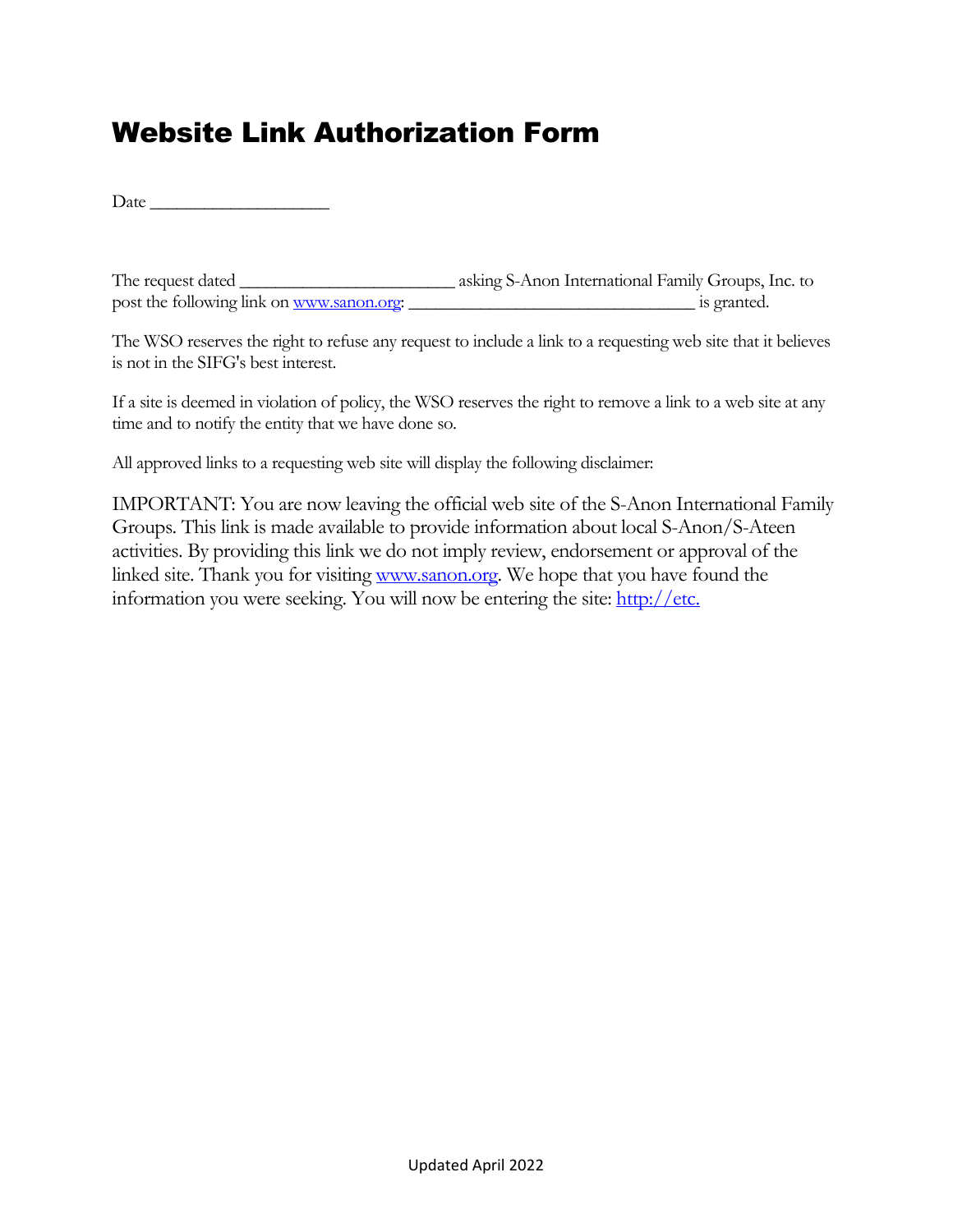# Website Link Authorization Form

Date ____________________

The request dated ________________________ asking S-Anon International Family Groups, Inc. to post the following link on www.sanon.org: ________________________________ is granted.

The WSO reserves the right to refuse any request to include a link to a requesting web site that it believes is not in the SIFG's best interest.

If a site is deemed in violation of policy, the WSO reserves the right to remove a link to a web site at any time and to notify the entity that we have done so.

All approved links to a requesting web site will display the following disclaimer:

IMPORTANT: You are now leaving the official web site of the S-Anon International Family Groups. This link is made available to provide information about local S-Anon/S-Ateen activities. By providing this link we do not imply review, endorsement or approval of the linked site. Thank you for visiting www.sanon.org. We hope that you have found the information you were seeking. You will now be entering the site: http://etc.

Updated April 2022